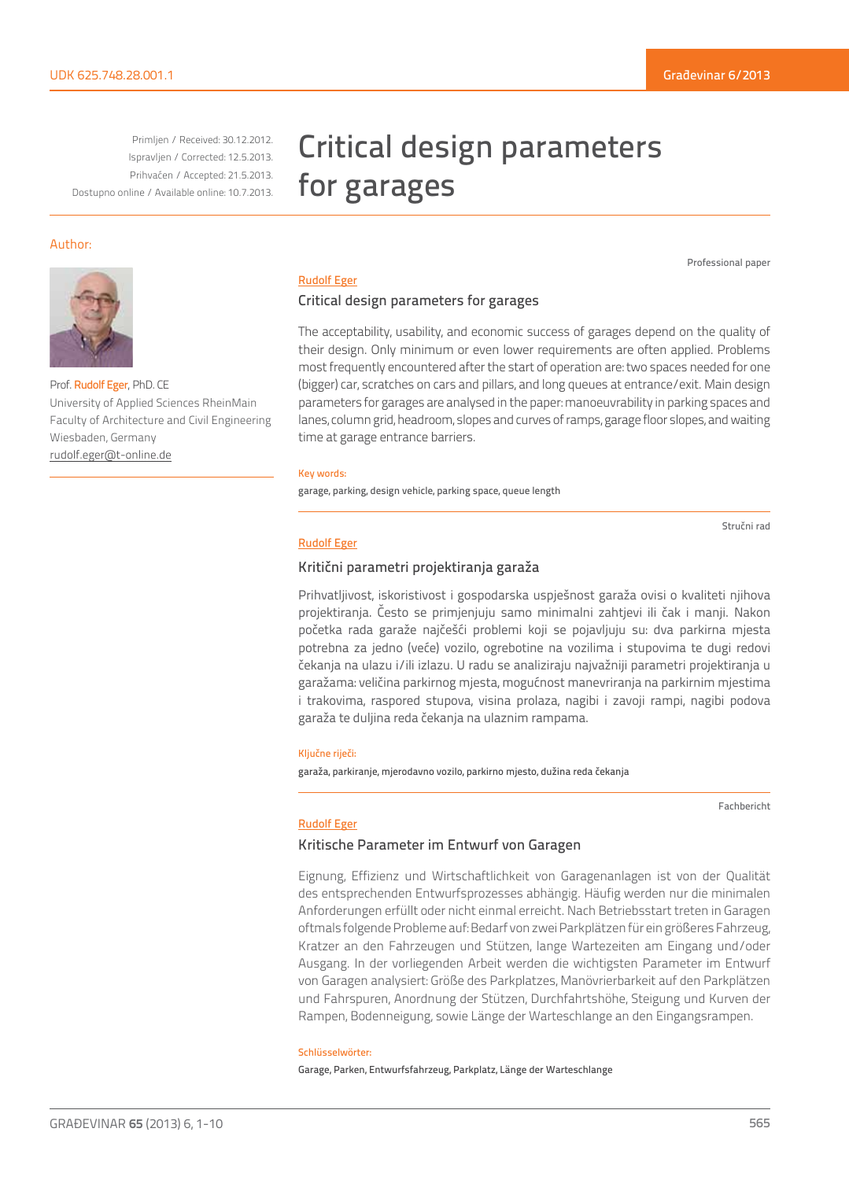UDK 625.748.28.001.1

Primljen / Received: 30.12.2012.
Ispravljen / Corrected: 12.5.2013.
Prihvaćen / Accepted: 21.5.2013.
Dostupno online / Available online: 10.7.2013.

# Critical design parameters for garages

Author:

Prof. Rudolf Eger, PhD. CE
University of Applied Sciences RheinMain
Faculty of Architecture and Civil Engineering
Wiesbaden, Germany
rudolf.eger@t-online.de

Professional paper

Rudolf Eger

## Critical design parameters for garages

The acceptability, usability, and economic success of garages depend on the quality of their design. Only minimum or even lower requirements are often applied. Problems most frequently encountered after the start of operation are: two spaces needed for one (bigger) car, scratches on cars and pillars, and long queues at entrance/exit. Main design parameters for garages are analysed in the paper: manoeuvrability in parking spaces and lanes, column grid, headroom, slopes and curves of ramps, garage floor slopes, and waiting time at garage entrance barriers.

Key words:

garage, parking, design vehicle, parking space, queue length

Stručni rad

Rudolf Eger

## Kritični parametri projektiranja garaža

Prihvatljivost, iskoristivost i gospodarska uspješnost garaža ovisi o kvaliteti njihova projektiranja. Često se primjenjuju samo minimalni zahtjevi ili čak i manji. Nakon početka rada garaže najčešći problemi koji se pojavljuju su: dva parkirna mjesta potrebna za jedno (veće) vozilo, ogrebotine na vozilima i stupovima te dugi redovi čekanja na ulazu i/ili izlazu. U radu se analiziraju najvažniji parametri projektiranja u garažama: veličina parkirnog mjesta, mogućnost manevriranja na parkirnim mjestima i trakovima, raspored stupova, visina prolaza, nagibi i zavoji rampi, nagibi podova garaža te duljina reda čekanja na ulaznim rampama.

Ključne riječi:

garaža, parkiranje, mjerodavno vozilo, parkirno mjesto, dužina reda čekanja

Fachbericht

Rudolf Eger

## Kritische Parameter im Entwurf von Garagen

Eignung, Effizienz und Wirtschaftlichkeit von Garagenanlagen ist von der Qualität des entsprechenden Entwurfsprozesses abhängig. Häufig werden nur die minimalen Anforderungen erfüllt oder nicht einmal erreicht. Nach Betriebsstart treten in Garagen oftmals folgende Probleme auf: Bedarf von zwei Parkplätzen für ein größeres Fahrzeug, Kratzer an den Fahrzeugen und Stützen, lange Wartezeiten am Eingang und/oder Ausgang. In der vorliegenden Arbeit werden die wichtigsten Parameter im Entwurf von Garagen analysiert: Größe des Parkplatzes, Manövrierbarkeit auf den Parkplätzen und Fahrspuren, Anordnung der Stützen, Durchfahrtshöhe, Steigung und Kurven der Rampen, Bodenneigung, sowie Länge der Warteschlange an den Eingangsrampen.

Schlüsselwörter:

Garage, Parken, Entwurfsfahrzeug, Parkplatz, Länge der Warteschlange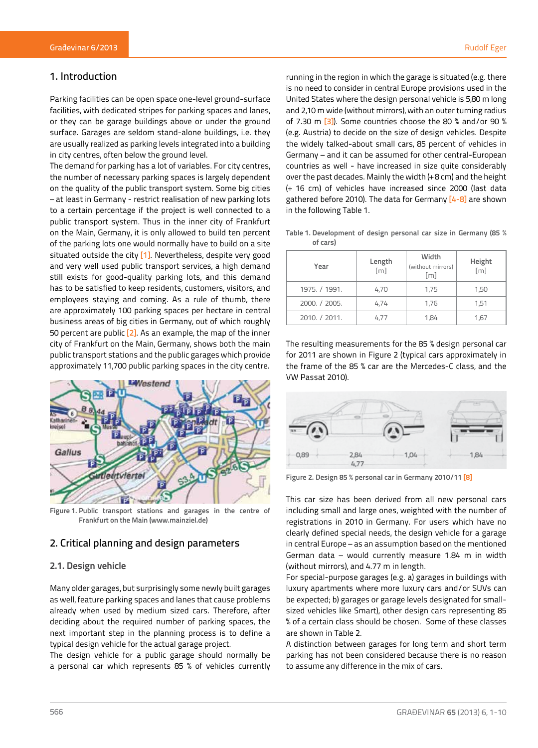## 1. Introduction

Parking facilities can be open space one-level ground-surface facilities, with dedicated stripes for parking spaces and lanes, or they can be garage buildings above or under the ground surface. Garages are seldom stand-alone buildings, i.e. they are usually realized as parking levels integrated into a building in city centres, often below the ground level.

The demand for parking has a lot of variables. For city centres, the number of necessary parking spaces is largely dependent on the quality of the public transport system. Some big cities – at least in Germany - restrict realisation of new parking lots to a certain percentage if the project is well connected to a public transport system. Thus in the inner city of Frankfurt on the Main, Germany, it is only allowed to build ten percent of the parking lots one would normally have to build on a site situated outside the city [1]. Nevertheless, despite very good and very well used public transport services, a high demand still exists for good-quality parking lots, and this demand has to be satisfied to keep residents, customers, visitors, and employees staying and coming. As a rule of thumb, there are approximately 100 parking spaces per hectare in central business areas of big cities in Germany, out of which roughly 50 percent are public [2]. As an example, the map of the inner city of Frankfurt on the Main, Germany, shows both the main public transport stations and the public garages which provide approximately 11,700 public parking spaces in the city centre.

Figure 1. Public transport stations and garages in the centre of Frankfurt on the Main (www.mainziel.de)

## 2. Critical planning and design parameters

### 2.1. Design vehicle

Many older garages, but surprisingly some newly built garages as well, feature parking spaces and lanes that cause problems already when used by medium sized cars. Therefore, after deciding about the required number of parking spaces, the next important step in the planning process is to define a typical design vehicle for the actual garage project.

The design vehicle for a public garage should normally be a personal car which represents 85 % of vehicles currently running in the region in which the garage is situated (e.g. there is no need to consider in central Europe provisions used in the United States where the design personal vehicle is 5,80 m long and 2,10 m wide (without mirrors), with an outer turning radius of 7.30 m [3]). Some countries choose the 80 % and/or 90 % (e.g. Austria) to decide on the size of design vehicles. Despite the widely talked-about small cars, 85 percent of vehicles in Germany – and it can be assumed for other central-European countries as well - have increased in size quite considerably over the past decades. Mainly the width (+8 cm) and the height (+ 16 cm) of vehicles have increased since 2000 (last data gathered before 2010). The data for Germany [4-8] are shown in the following Table 1.

Table 1. Development of design personal car size in Germany (85 % of cars)

| Year | Length [m] | Width (without mirrors) [m] | Height [m] |
|---|---|---|---|
| 1975. / 1991. | 4,70 | 1,75 | 1,50 |
| 2000. / 2005. | 4,74 | 1,76 | 1,51 |
| 2010. / 2011. | 4,77 | 1,84 | 1,67 |

The resulting measurements for the 85 % design personal car for 2011 are shown in Figure 2 (typical cars approximately in the frame of the 85 % car are the Mercedes-C class, and the VW Passat 2010).

Figure 2. Design 85 % personal car in Germany 2010/11 [8]

This car size has been derived from all new personal cars including small and large ones, weighted with the number of registrations in 2010 in Germany. For users which have no clearly defined special needs, the design vehicle for a garage in central Europe – as an assumption based on the mentioned German data – would currently measure 1.84 m in width (without mirrors), and 4.77 m in length.

For special-purpose garages (e.g. a) garages in buildings with luxury apartments where more luxury cars and/or SUVs can be expected; b) garages or garage levels designated for small-sized vehicles like Smart), other design cars representing 85 % of a certain class should be chosen. Some of these classes are shown in Table 2.

A distinction between garages for long term and short term parking has not been considered because there is no reason to assume any difference in the mix of cars.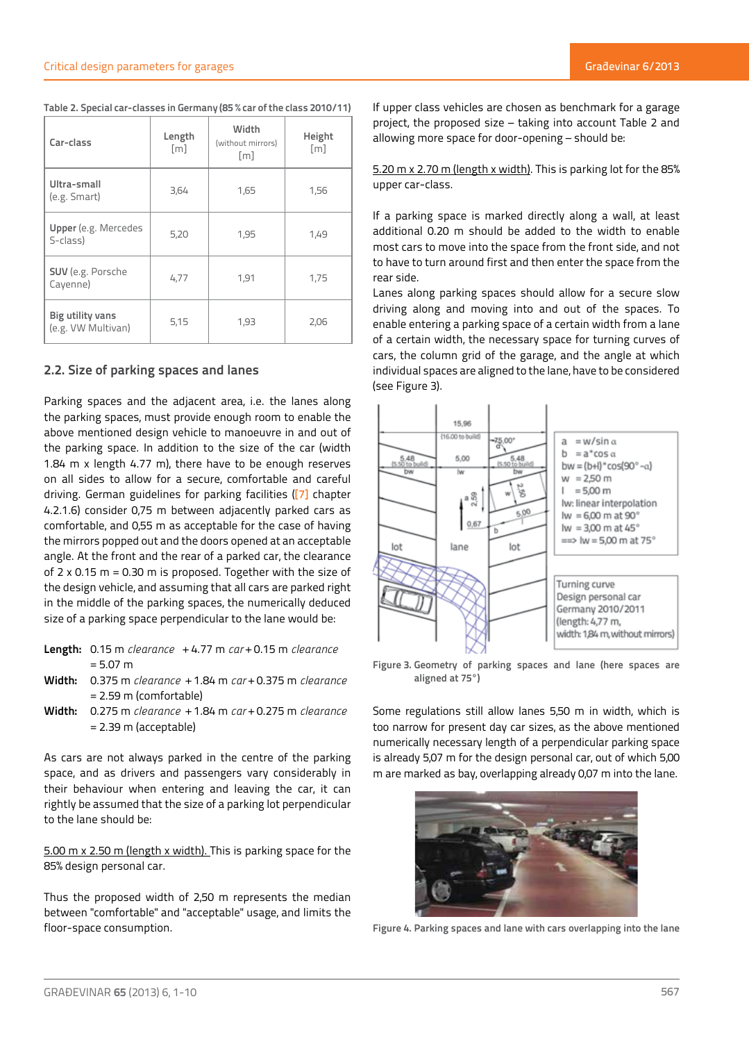Table 2. Special car-classes in Germany (85 % car of the class 2010/11)

| Car-class | Length [m] | Width (without mirrors) [m] | Height [m] |
|---|---|---|---|
| **Ultra-small** (e.g. Smart) | 3,64 | 1,65 | 1,56 |
| **Upper** (e.g. Mercedes S-class) | 5,20 | 1,95 | 1,49 |
| **SUV** (e.g. Porsche Cayenne) | 4,77 | 1,91 | 1,75 |
| **Big utility vans** (e.g. VW Multivan) | 5,15 | 1,93 | 2,06 |

## 2.2. Size of parking spaces and lanes

Parking spaces and the adjacent area, i.e. the lanes along the parking spaces, must provide enough room to enable the above mentioned design vehicle to manoeuvre in and out of the parking space. In addition to the size of the car (width 1.84 m x length 4.77 m), there have to be enough reserves on all sides to allow for a secure, comfortable and careful driving. German guidelines for parking facilities ([7] chapter 4.2.1.6) consider 0,75 m between adjacently parked cars as comfortable, and 0,55 m as acceptable for the case of having the mirrors popped out and the doors opened at an acceptable angle. At the front and the rear of a parked car, the clearance of 2 x 0.15 m = 0.30 m is proposed. Together with the size of the design vehicle, and assuming that all cars are parked right in the middle of the parking spaces, the numerically deduced size of a parking space perpendicular to the lane would be:

**Length:** 0.15 m *clearance* + 4.77 m *car* + 0.15 m *clearance* = 5.07 m

**Width:** 0.375 m *clearance* + 1.84 m *car* + 0.375 m *clearance* = 2.59 m (comfortable)

**Width:** 0.275 m *clearance* + 1.84 m *car* + 0.275 m *clearance* = 2.39 m (acceptable)

As cars are not always parked in the centre of the parking space, and as drivers and passengers vary considerably in their behaviour when entering and leaving the car, it can rightly be assumed that the size of a parking lot perpendicular to the lane should be:

5.00 m x 2.50 m (length x width). This is parking space for the 85% design personal car.

Thus the proposed width of 2,50 m represents the median between "comfortable" and "acceptable" usage, and limits the floor-space consumption.

If upper class vehicles are chosen as benchmark for a garage project, the proposed size – taking into account Table 2 and allowing more space for door-opening – should be:

5.20 m x 2.70 m (length x width). This is parking lot for the 85% upper car-class.

If a parking space is marked directly along a wall, at least additional 0.20 m should be added to the width to enable most cars to move into the space from the front side, and not to have to turn around first and then enter the space from the rear side.

Lanes along parking spaces should allow for a secure slow driving along and moving into and out of the spaces. To enable entering a parking space of a certain width from a lane of a certain width, the necessary space for turning curves of cars, the column grid of the garage, and the angle at which individual spaces are aligned to the lane, have to be considered (see Figure 3).

Figure 3. Geometry of parking spaces and lane (here spaces are aligned at 75°)

Some regulations still allow lanes 5,50 m in width, which is too narrow for present day car sizes, as the above mentioned numerically necessary length of a perpendicular parking space is already 5,07 m for the design personal car, out of which 5,00 m are marked as bay, overlapping already 0,07 m into the lane.

Figure 4. Parking spaces and lane with cars overlapping into the lane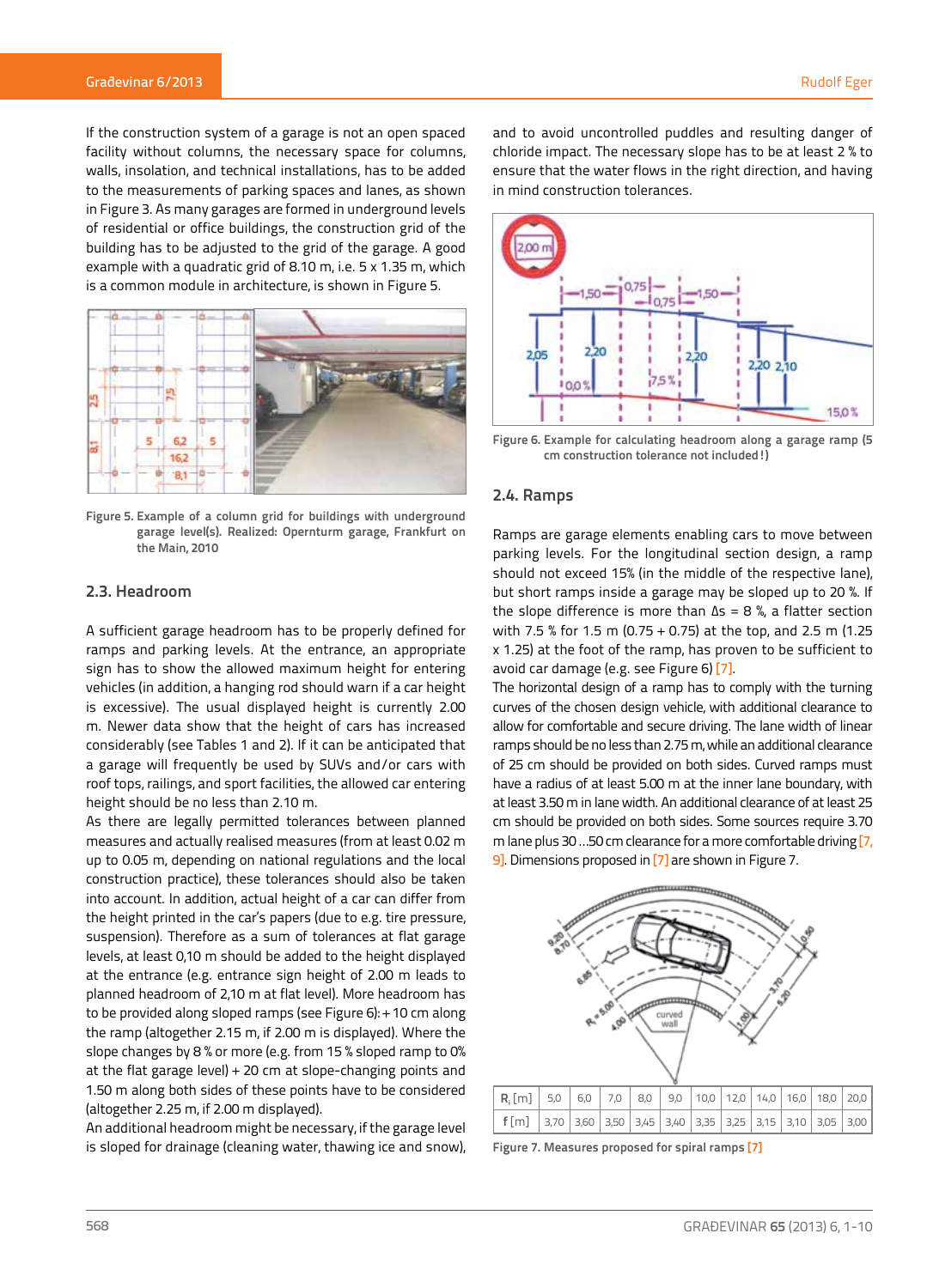If the construction system of a garage is not an open spaced facility without columns, the necessary space for columns, walls, insolation, and technical installations, has to be added to the measurements of parking spaces and lanes, as shown in Figure 3. As many garages are formed in underground levels of residential or office buildings, the construction grid of the building has to be adjusted to the grid of the garage. A good example with a quadratic grid of 8.10 m, i.e. 5 x 1.35 m, which is a common module in architecture, is shown in Figure 5.

Figure 5. Example of a column grid for buildings with underground garage level(s). Realized: Opernturm garage, Frankfurt on the Main, 2010

## 2.3. Headroom

A sufficient garage headroom has to be properly defined for ramps and parking levels. At the entrance, an appropriate sign has to show the allowed maximum height for entering vehicles (in addition, a hanging rod should warn if a car height is excessive). The usual displayed height is currently 2.00 m. Newer data show that the height of cars has increased considerably (see Tables 1 and 2). If it can be anticipated that a garage will frequently be used by SUVs and/or cars with roof tops, railings, and sport facilities, the allowed car entering height should be no less than 2.10 m.

As there are legally permitted tolerances between planned measures and actually realised measures (from at least 0.02 m up to 0.05 m, depending on national regulations and the local construction practice), these tolerances should also be taken into account. In addition, actual height of a car can differ from the height printed in the car's papers (due to e.g. tire pressure, suspension). Therefore as a sum of tolerances at flat garage levels, at least 0,10 m should be added to the height displayed at the entrance (e.g. entrance sign height of 2.00 m leads to planned headroom of 2,10 m at flat level). More headroom has to be provided along sloped ramps (see Figure 6): + 10 cm along the ramp (altogether 2.15 m, if 2.00 m is displayed). Where the slope changes by 8 % or more (e.g. from 15 % sloped ramp to 0% at the flat garage level) + 20 cm at slope-changing points and 1.50 m along both sides of these points have to be considered (altogether 2.25 m, if 2.00 m displayed).

An additional headroom might be necessary, if the garage level is sloped for drainage (cleaning water, thawing ice and snow), and to avoid uncontrolled puddles and resulting danger of chloride impact. The necessary slope has to be at least 2 % to ensure that the water flows in the right direction, and having in mind construction tolerances.

Figure 6. Example for calculating headroom along a garage ramp (5 cm construction tolerance not included!)

## 2.4. Ramps

Ramps are garage elements enabling cars to move between parking levels. For the longitudinal section design, a ramp should not exceed 15% (in the middle of the respective lane), but short ramps inside a garage may be sloped up to 20 %. If the slope difference is more than $\Delta s$ = 8 %, a flatter section with 7.5 % for 1.5 m (0.75 + 0.75) at the top, and 2.5 m (1.25 x 1.25) at the foot of the ramp, has proven to be sufficient to avoid car damage (e.g. see Figure 6) [7].

The horizontal design of a ramp has to comply with the turning curves of the chosen design vehicle, with additional clearance to allow for comfortable and secure driving. The lane width of linear ramps should be no less than 2.75 m, while an additional clearance of 25 cm should be provided on both sides. Curved ramps must have a radius of at least 5.00 m at the inner lane boundary, with at least 3.50 m in lane width. An additional clearance of at least 25 cm should be provided on both sides. Some sources require 3.70 m lane plus 30 ...50 cm clearance for a more comfortable driving [7, 9]. Dimensions proposed in [7] are shown in Figure 7.

| $R_i$ [m] | 5,0 | 6,0 | 7,0 | 8,0 | 9,0 | 10,0 | 12,0 | 14,0 | 16,0 | 18,0 | 20,0 |
|---|---|---|---|---|---|---|---|---|---|---|---|
| f [m] | 3,70 | 3,60 | 3,50 | 3,45 | 3,40 | 3,35 | 3,25 | 3,15 | 3,10 | 3,05 | 3,00 |

Figure 7. Measures proposed for spiral ramps [7]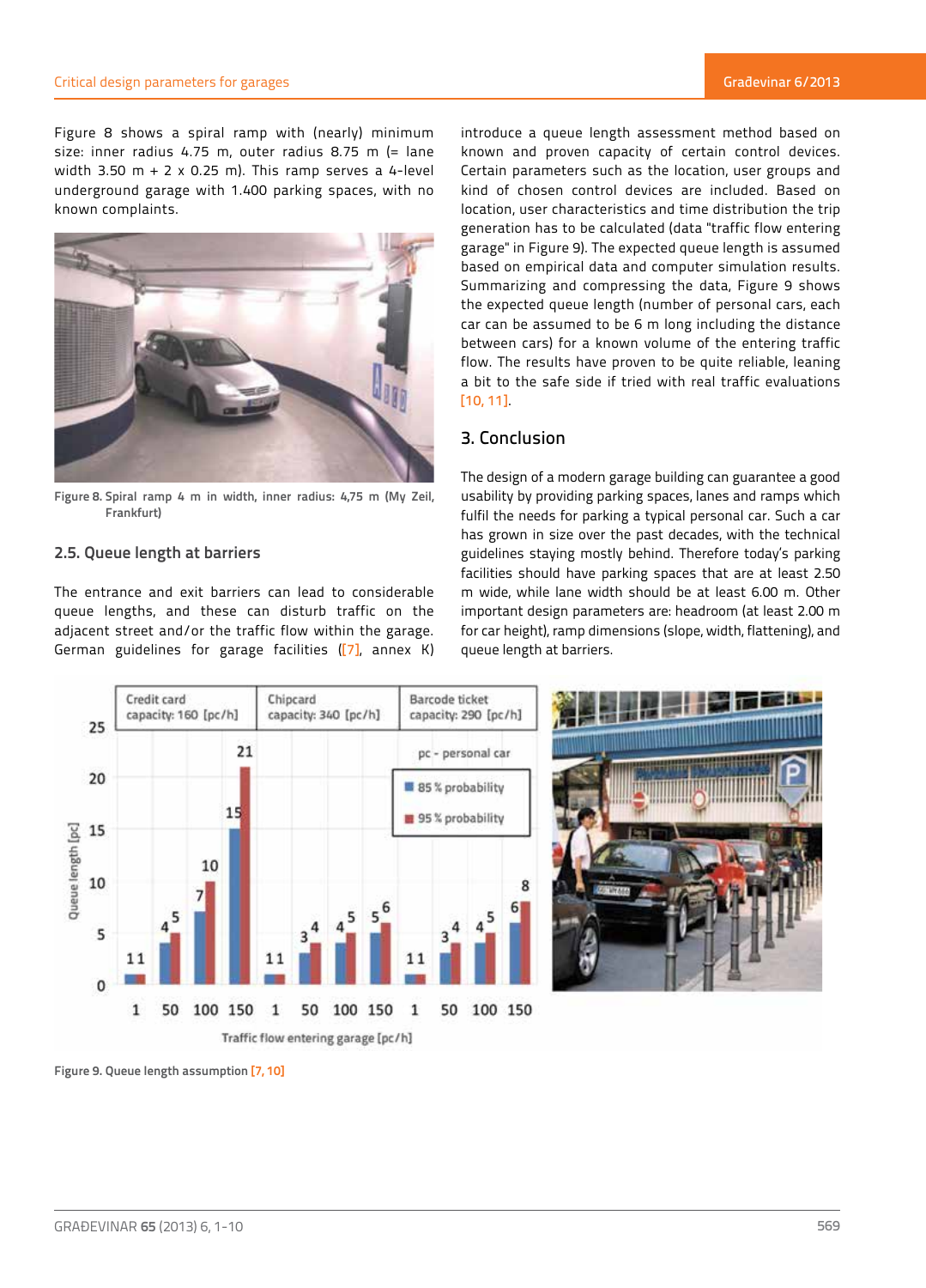Figure 8 shows a spiral ramp with (nearly) minimum size: inner radius 4.75 m, outer radius 8.75 m (= lane width 3.50 m + 2 x 0.25 m). This ramp serves a 4-level underground garage with 1.400 parking spaces, with no known complaints.

Figure 8. Spiral ramp 4 m in width, inner radius: 4,75 m (My Zeil, Frankfurt)

### 2.5. Queue length at barriers

The entrance and exit barriers can lead to considerable queue lengths, and these can disturb traffic on the adjacent street and/or the traffic flow within the garage. German guidelines for garage facilities ([7], annex K) introduce a queue length assessment method based on known and proven capacity of certain control devices. Certain parameters such as the location, user groups and kind of chosen control devices are included. Based on location, user characteristics and time distribution the trip generation has to be calculated (data "traffic flow entering garage" in Figure 9). The expected queue length is assumed based on empirical data and computer simulation results. Summarizing and compressing the data, Figure 9 shows the expected queue length (number of personal cars, each car can be assumed to be 6 m long including the distance between cars) for a known volume of the entering traffic flow. The results have proven to be quite reliable, leaning a bit to the safe side if tried with real traffic evaluations [10, 11].

## 3. Conclusion

The design of a modern garage building can guarantee a good usability by providing parking spaces, lanes and ramps which fulfil the needs for parking a typical personal car. Such a car has grown in size over the past decades, with the technical guidelines staying mostly behind. Therefore today's parking facilities should have parking spaces that are at least 2.50 m wide, while lane width should be at least 6.00 m. Other important design parameters are: headroom (at least 2.00 m for car height), ramp dimensions (slope, width, flattening), and queue length at barriers.

Figure 9. Queue length assumption [7, 10]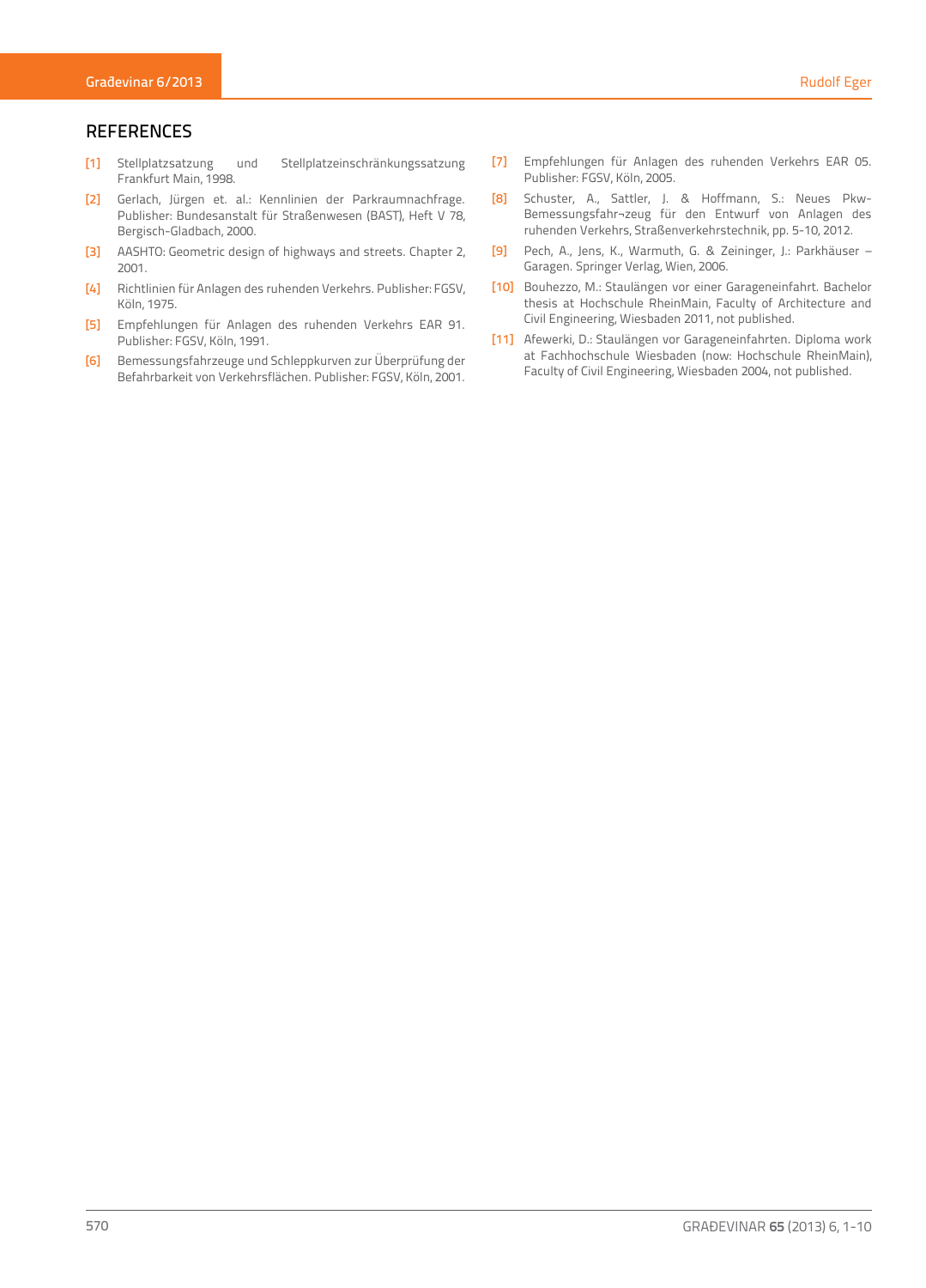## REFERENCES

[1] Stellplatzsatzung und Stellplatzeinschränkungssatzung Frankfurt Main, 1998.

[2] Gerlach, Jürgen et. al.: Kennlinien der Parkraumnachfrage. Publisher: Bundesanstalt für Straßenwesen (BAST), Heft V 78, Bergisch-Gladbach, 2000.

[3] AASHTO: Geometric design of highways and streets. Chapter 2, 2001.

[4] Richtlinien für Anlagen des ruhenden Verkehrs. Publisher: FGSV, Köln, 1975.

[5] Empfehlungen für Anlagen des ruhenden Verkehrs EAR 91. Publisher: FGSV, Köln, 1991.

[6] Bemessungsfahrzeuge und Schleppkurven zur Überprüfung der Befahrbarkeit von Verkehrsflächen. Publisher: FGSV, Köln, 2001.

[7] Empfehlungen für Anlagen des ruhenden Verkehrs EAR 05. Publisher: FGSV, Köln, 2005.

[8] Schuster, A., Sattler, J. & Hoffmann, S.: Neues Pkw-Bemessungsfahr¬zeug für den Entwurf von Anlagen des ruhenden Verkehrs, Straßenverkehrstechnik, pp. 5-10, 2012.

[9] Pech, A., Jens, K., Warmuth, G. & Zeininger, J.: Parkhäuser – Garagen. Springer Verlag, Wien, 2006.

[10] Bouhezzo, M.: Staulängen vor einer Garageneinfahrt. Bachelor thesis at Hochschule RheinMain, Faculty of Architecture and Civil Engineering, Wiesbaden 2011, not published.

[11] Afewerki, D.: Staulängen vor Garageneinfahrten. Diploma work at Fachhochschule Wiesbaden (now: Hochschule RheinMain), Faculty of Civil Engineering, Wiesbaden 2004, not published.